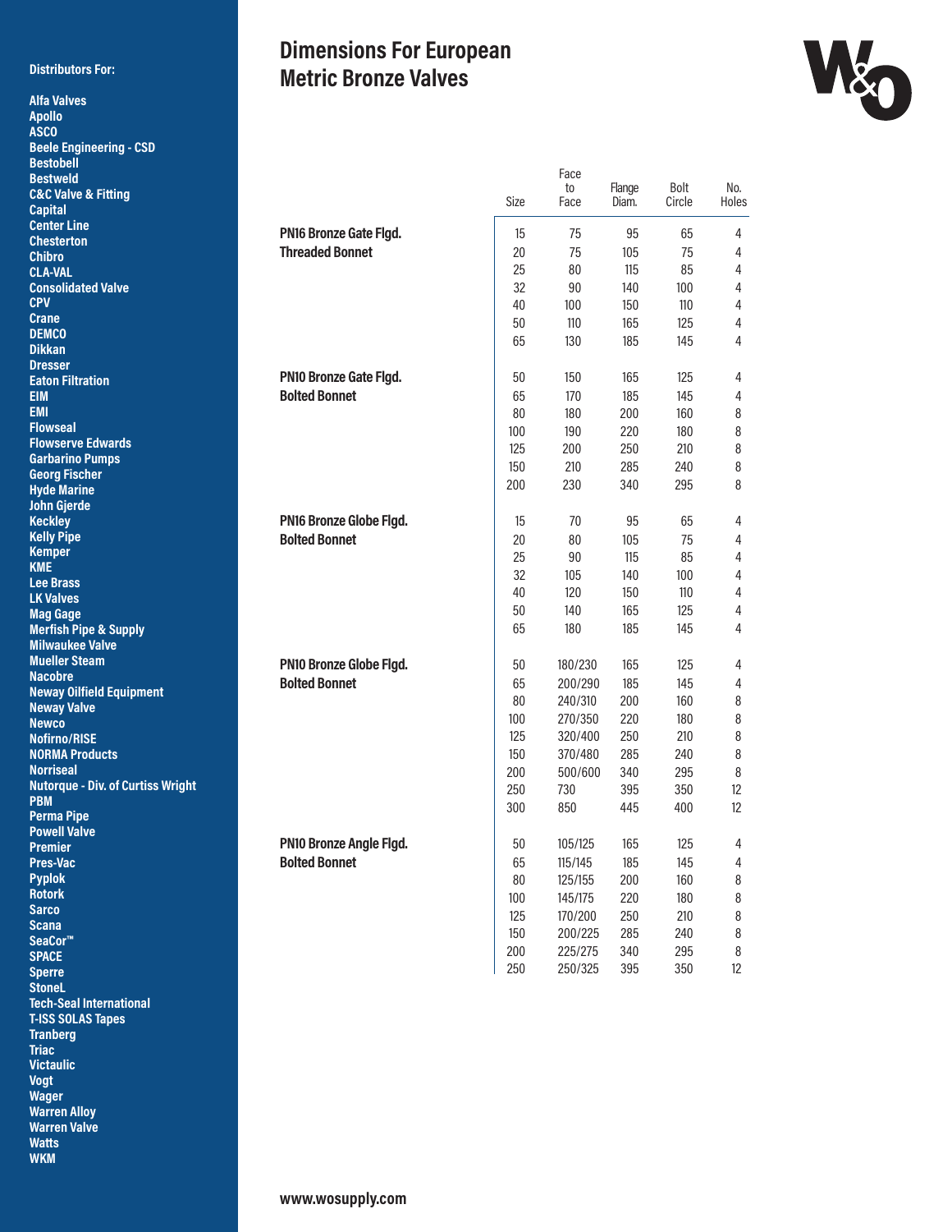**Distributors For:**

**Alfa Valves**
**Apollo**
**ASCO**
**Beele Engineering - CSD**
**Bestobell**
**Bestweld**
**C&C Valve & Fitting**
**Capital**
**Center Line**
**Chesterton**
**Chibro**
**CLA-VAL**
**Consolidated Valve**
**CPV**
**Crane**
**DEMCO**
**Dikkan**
**Dresser**
**Eaton Filtration**
**EIM**
**EMI**
**Flowseal**
**Flowserve Edwards**
**Garbarino Pumps**
**Georg Fischer**
**Hyde Marine**
**John Gjerde**
**Keckley**
**Kelly Pipe**
**Kemper**
**KME**
**Lee Brass**
**LK Valves**
**Mag Gage**
**Merfish Pipe & Supply**
**Milwaukee Valve**
**Mueller Steam**
**Nacobre**
**Neway Oilfield Equipment**
**Neway Valve**
**Newco**
**Nofirno/RISE**
**NORMA Products**
**Norriseal**
**Nutorque - Div. of Curtiss Wright**
**PBM**
**Perma Pipe**
**Powell Valve**
**Premier**
**Pres-Vac**
**Pyplok**
**Rotork**
**Sarco**
**Scana**
**SeaCor™**
**SPACE**
**Sperre**
**StoneL**
**Tech-Seal International**
**T-ISS SOLAS Tapes**
**Tranberg**
**Triac**
**Victaulic**
**Vogt**
**Wager**
**Warren Alloy**
**Warren Valve**
**Watts**
**WKM**

# Dimensions For European Metric Bronze Valves

| | Size | Face to Face | Flange Diam. | Bolt Circle | No. Holes |
|---|---|---|---|---|---|
| **PN16 Bronze Gate Flgd. Threaded Bonnet** | 15 | 75 | 95 | 65 | 4 |
| | 20 | 75 | 105 | 75 | 4 |
| | 25 | 80 | 115 | 85 | 4 |
| | 32 | 90 | 140 | 100 | 4 |
| | 40 | 100 | 150 | 110 | 4 |
| | 50 | 110 | 165 | 125 | 4 |
| | 65 | 130 | 185 | 145 | 4 |
| **PN10 Bronze Gate Flgd. Bolted Bonnet** | 50 | 150 | 165 | 125 | 4 |
| | 65 | 170 | 185 | 145 | 4 |
| | 80 | 180 | 200 | 160 | 8 |
| | 100 | 190 | 220 | 180 | 8 |
| | 125 | 200 | 250 | 210 | 8 |
| | 150 | 210 | 285 | 240 | 8 |
| | 200 | 230 | 340 | 295 | 8 |
| **PN16 Bronze Globe Flgd. Bolted Bonnet** | 15 | 70 | 95 | 65 | 4 |
| | 20 | 80 | 105 | 75 | 4 |
| | 25 | 90 | 115 | 85 | 4 |
| | 32 | 105 | 140 | 100 | 4 |
| | 40 | 120 | 150 | 110 | 4 |
| | 50 | 140 | 165 | 125 | 4 |
| | 65 | 180 | 185 | 145 | 4 |
| **PN10 Bronze Globe Flgd. Bolted Bonnet** | 50 | 180/230 | 165 | 125 | 4 |
| | 65 | 200/290 | 185 | 145 | 4 |
| | 80 | 240/310 | 200 | 160 | 8 |
| | 100 | 270/350 | 220 | 180 | 8 |
| | 125 | 320/400 | 250 | 210 | 8 |
| | 150 | 370/480 | 285 | 240 | 8 |
| | 200 | 500/600 | 340 | 295 | 8 |
| | 250 | 730 | 395 | 350 | 12 |
| | 300 | 850 | 445 | 400 | 12 |
| **PN10 Bronze Angle Flgd. Bolted Bonnet** | 50 | 105/125 | 165 | 125 | 4 |
| | 65 | 115/145 | 185 | 145 | 4 |
| | 80 | 125/155 | 200 | 160 | 8 |
| | 100 | 145/175 | 220 | 180 | 8 |
| | 125 | 170/200 | 250 | 210 | 8 |
| | 150 | 200/225 | 285 | 240 | 8 |
| | 200 | 225/275 | 340 | 295 | 8 |
| | 250 | 250/325 | 395 | 350 | 12 |

**www.wosupply.com**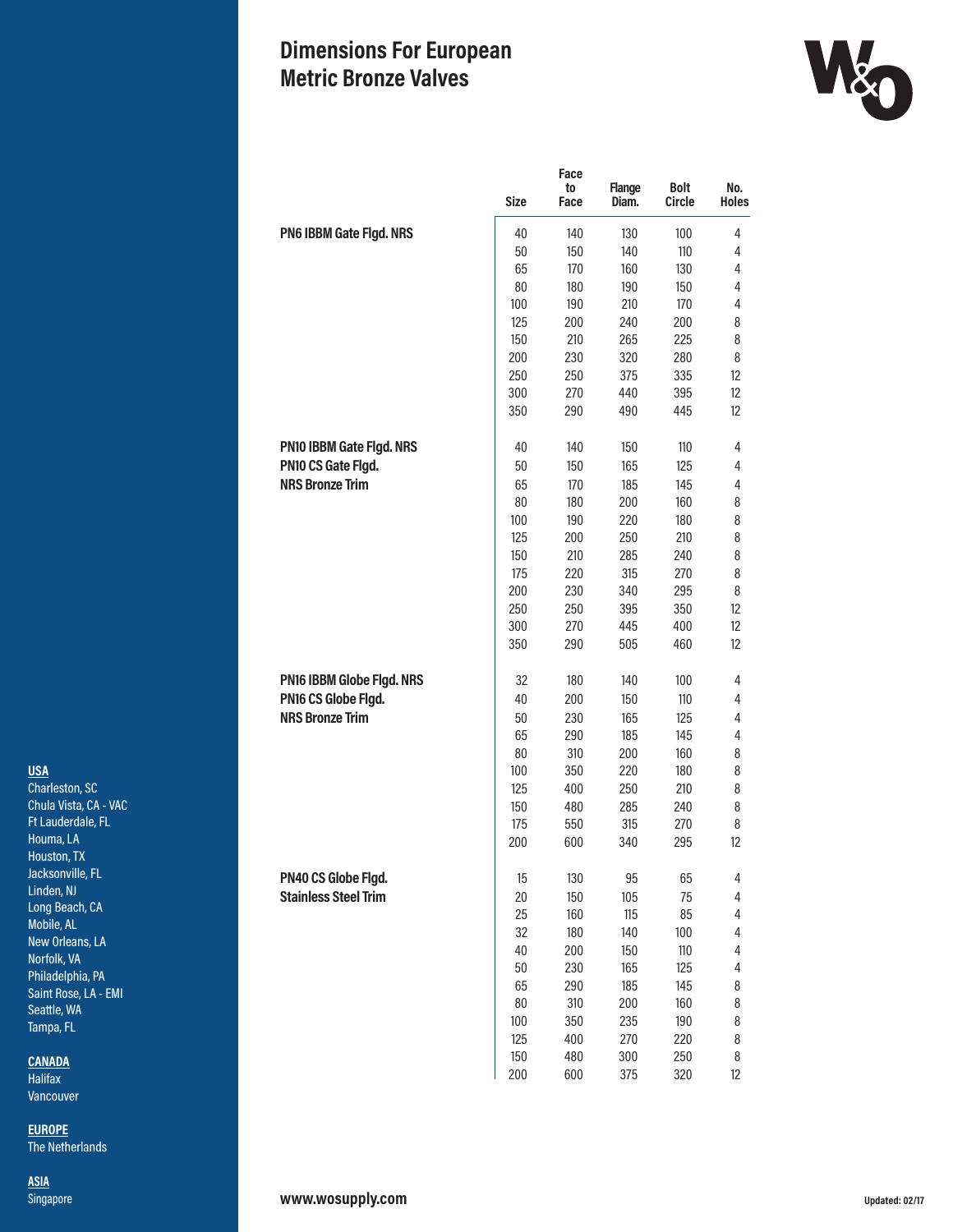# Dimensions For European Metric Bronze Valves

| | Size | Face to Face | Flange Diam. | Bolt Circle | No. Holes |
|---|---|---|---|---|---|
| **PN6 IBBM Gate Flgd. NRS** | 40 | 140 | 130 | 100 | 4 |
| | 50 | 150 | 140 | 110 | 4 |
| | 65 | 170 | 160 | 130 | 4 |
| | 80 | 180 | 190 | 150 | 4 |
| | 100 | 190 | 210 | 170 | 4 |
| | 125 | 200 | 240 | 200 | 8 |
| | 150 | 210 | 265 | 225 | 8 |
| | 200 | 230 | 320 | 280 | 8 |
| | 250 | 250 | 375 | 335 | 12 |
| | 300 | 270 | 440 | 395 | 12 |
| | 350 | 290 | 490 | 445 | 12 |
| **PN10 IBBM Gate Flgd. NRS** | 40 | 140 | 150 | 110 | 4 |
| **PN10 CS Gate Flgd.** | 50 | 150 | 165 | 125 | 4 |
| **NRS Bronze Trim** | 65 | 170 | 185 | 145 | 4 |
| | 80 | 180 | 200 | 160 | 8 |
| | 100 | 190 | 220 | 180 | 8 |
| | 125 | 200 | 250 | 210 | 8 |
| | 150 | 210 | 285 | 240 | 8 |
| | 175 | 220 | 315 | 270 | 8 |
| | 200 | 230 | 340 | 295 | 8 |
| | 250 | 250 | 395 | 350 | 12 |
| | 300 | 270 | 445 | 400 | 12 |
| | 350 | 290 | 505 | 460 | 12 |
| **PN16 IBBM Globe Flgd. NRS** | 32 | 180 | 140 | 100 | 4 |
| **PN16 CS Globe Flgd.** | 40 | 200 | 150 | 110 | 4 |
| **NRS Bronze Trim** | 50 | 230 | 165 | 125 | 4 |
| | 65 | 290 | 185 | 145 | 4 |
| | 80 | 310 | 200 | 160 | 8 |
| | 100 | 350 | 220 | 180 | 8 |
| | 125 | 400 | 250 | 210 | 8 |
| | 150 | 480 | 285 | 240 | 8 |
| | 175 | 550 | 315 | 270 | 8 |
| | 200 | 600 | 340 | 295 | 12 |
| **PN40 CS Globe Flgd.** | 15 | 130 | 95 | 65 | 4 |
| **Stainless Steel Trim** | 20 | 150 | 105 | 75 | 4 |
| | 25 | 160 | 115 | 85 | 4 |
| | 32 | 180 | 140 | 100 | 4 |
| | 40 | 200 | 150 | 110 | 4 |
| | 50 | 230 | 165 | 125 | 4 |
| | 65 | 290 | 185 | 145 | 8 |
| | 80 | 310 | 200 | 160 | 8 |
| | 100 | 350 | 235 | 190 | 8 |
| | 125 | 400 | 270 | 220 | 8 |
| | 150 | 480 | 300 | 250 | 8 |
| | 200 | 600 | 375 | 320 | 12 |

**USA**
Charleston, SC
Chula Vista, CA - VAC
Ft Lauderdale, FL
Houma, LA
Houston, TX
Jacksonville, FL
Linden, NJ
Long Beach, CA
Mobile, AL
New Orleans, LA
Norfolk, VA
Philadelphia, PA
Saint Rose, LA - EMI
Seattle, WA
Tampa, FL

**CANADA**
Halifax
Vancouver

**EUROPE**
The Netherlands

**ASIA**
Singapore

**www.wosupply.com**

Updated: 02/17